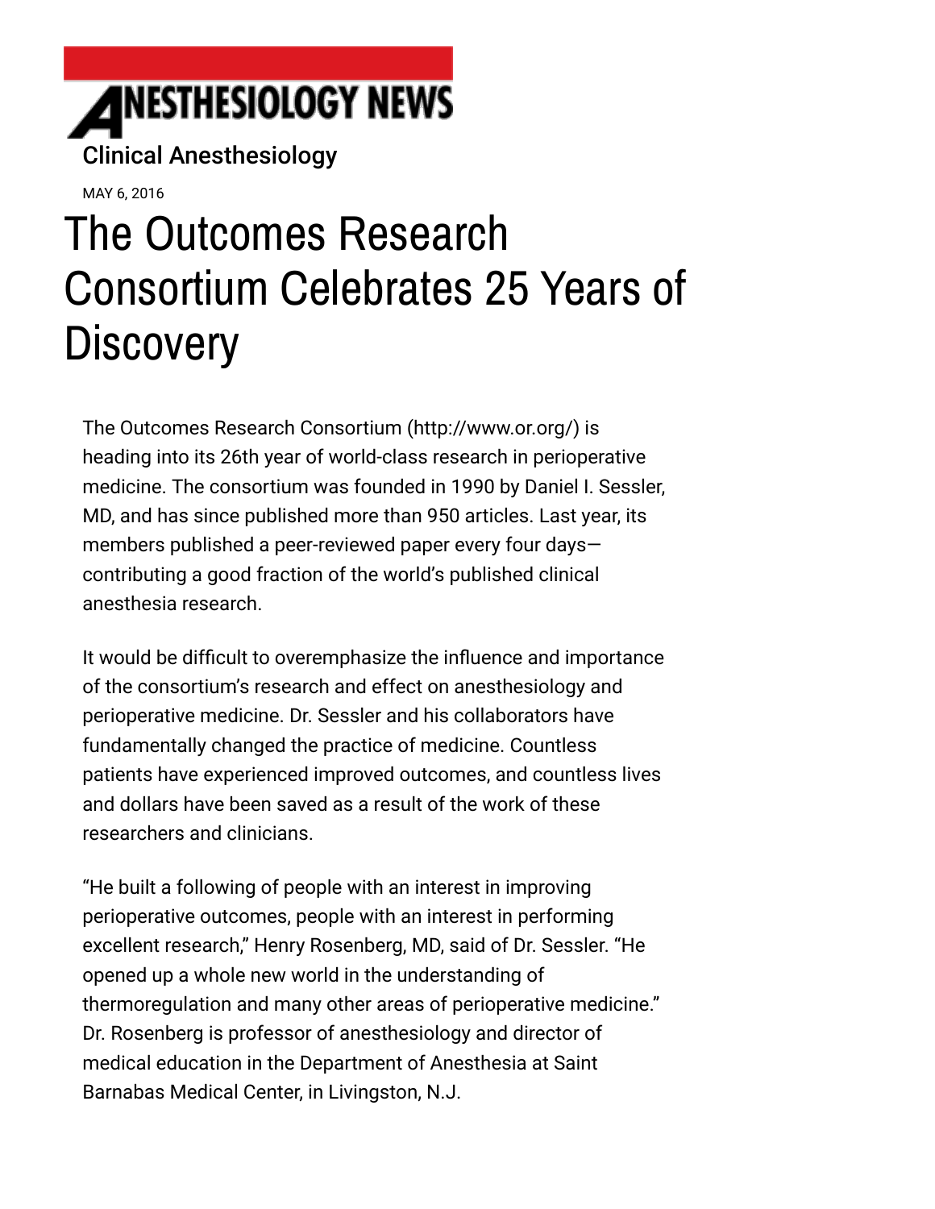ANESTHESIOLOGY NEWS

Clinical Anesthesiology

MAY 6, 2016

# The Outcomes Research Consortium Celebrates 25 Years of Discovery

The Outcomes Research Consortium (http://www.or.org/) is heading into its 26th year of world-class research in perioperative medicine. The consortium was founded in 1990 by Daniel I. Sessler, MD, and has since published more than 950 articles. Last year, its members published a peer-reviewed paper every four days—contributing a good fraction of the world's published clinical anesthesia research.

It would be difficult to overemphasize the influence and importance of the consortium's research and effect on anesthesiology and perioperative medicine. Dr. Sessler and his collaborators have fundamentally changed the practice of medicine. Countless patients have experienced improved outcomes, and countless lives and dollars have been saved as a result of the work of these researchers and clinicians.

"He built a following of people with an interest in improving perioperative outcomes, people with an interest in performing excellent research," Henry Rosenberg, MD, said of Dr. Sessler. "He opened up a whole new world in the understanding of thermoregulation and many other areas of perioperative medicine." Dr. Rosenberg is professor of anesthesiology and director of medical education in the Department of Anesthesia at Saint Barnabas Medical Center, in Livingston, N.J.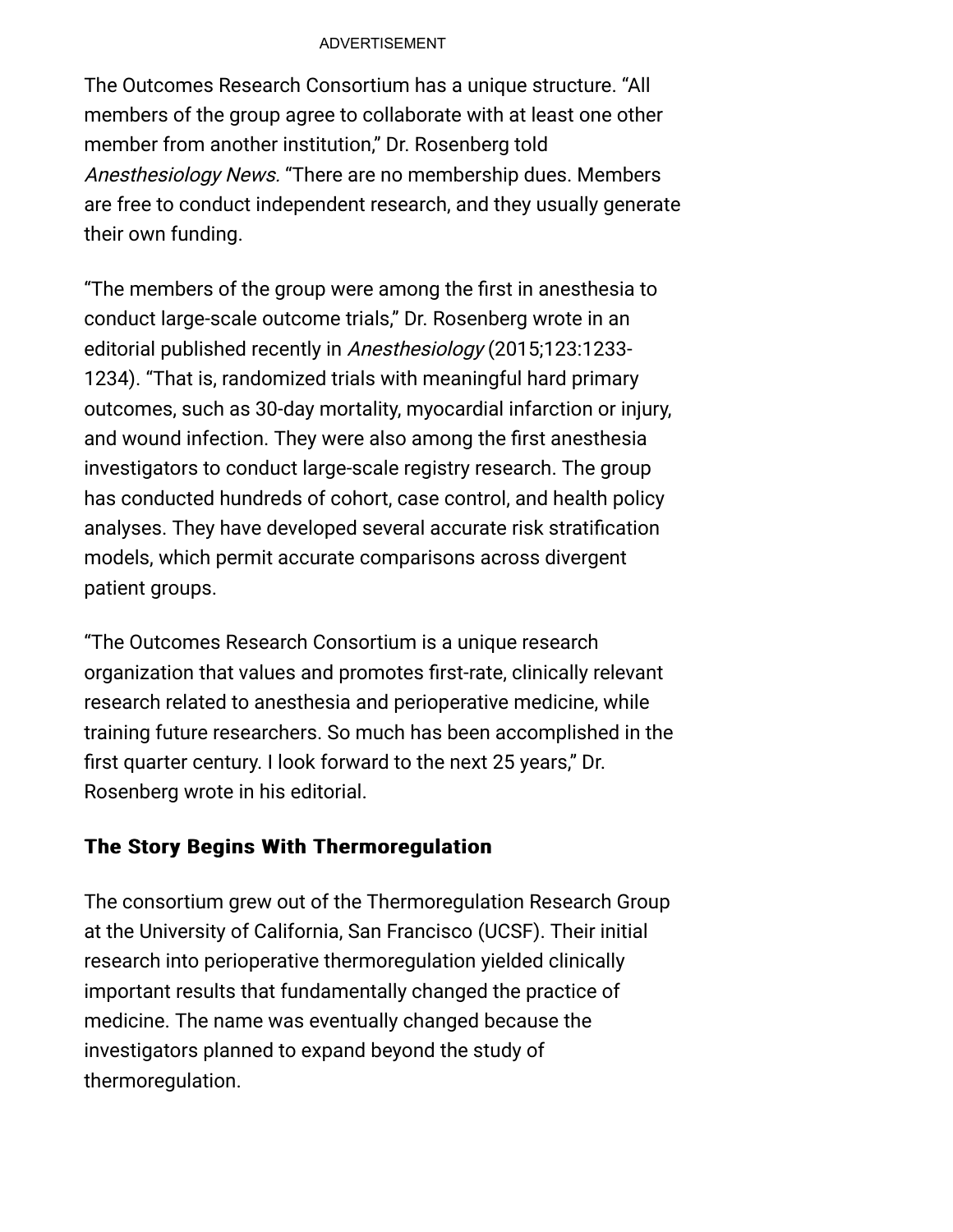The Outcomes Research Consortium has a unique structure. "All members of the group agree to collaborate with at least one other member from another institution," Dr. Rosenberg told *Anesthesiology News.* "There are no membership dues. Members are free to conduct independent research, and they usually generate their own funding.

"The members of the group were among the first in anesthesia to conduct large-scale outcome trials," Dr. Rosenberg wrote in an editorial published recently in *Anesthesiology* (2015;123:1233-1234). "That is, randomized trials with meaningful hard primary outcomes, such as 30-day mortality, myocardial infarction or injury, and wound infection. They were also among the first anesthesia investigators to conduct large-scale registry research. The group has conducted hundreds of cohort, case control, and health policy analyses. They have developed several accurate risk stratification models, which permit accurate comparisons across divergent patient groups.

"The Outcomes Research Consortium is a unique research organization that values and promotes first-rate, clinically relevant research related to anesthesia and perioperative medicine, while training future researchers. So much has been accomplished in the first quarter century. I look forward to the next 25 years," Dr. Rosenberg wrote in his editorial.

## The Story Begins With Thermoregulation

The consortium grew out of the Thermoregulation Research Group at the University of California, San Francisco (UCSF). Their initial research into perioperative thermoregulation yielded clinically important results that fundamentally changed the practice of medicine. The name was eventually changed because the investigators planned to expand beyond the study of thermoregulation.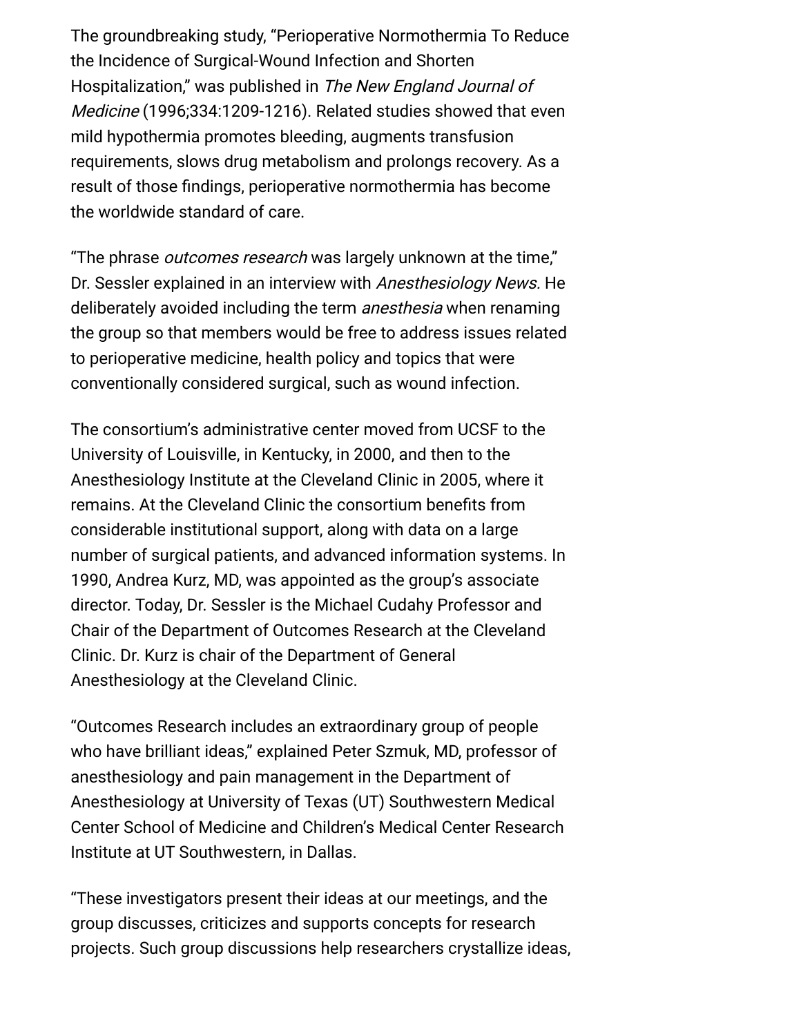The groundbreaking study, "Perioperative Normothermia To Reduce the Incidence of Surgical-Wound Infection and Shorten Hospitalization," was published in *The New England Journal of Medicine* (1996;334:1209-1216). Related studies showed that even mild hypothermia promotes bleeding, augments transfusion requirements, slows drug metabolism and prolongs recovery. As a result of those findings, perioperative normothermia has become the worldwide standard of care.

"The phrase *outcomes research* was largely unknown at the time," Dr. Sessler explained in an interview with *Anesthesiology News.* He deliberately avoided including the term *anesthesia* when renaming the group so that members would be free to address issues related to perioperative medicine, health policy and topics that were conventionally considered surgical, such as wound infection.

The consortium's administrative center moved from UCSF to the University of Louisville, in Kentucky, in 2000, and then to the Anesthesiology Institute at the Cleveland Clinic in 2005, where it remains. At the Cleveland Clinic the consortium benefits from considerable institutional support, along with data on a large number of surgical patients, and advanced information systems. In 1990, Andrea Kurz, MD, was appointed as the group's associate director. Today, Dr. Sessler is the Michael Cudahy Professor and Chair of the Department of Outcomes Research at the Cleveland Clinic. Dr. Kurz is chair of the Department of General Anesthesiology at the Cleveland Clinic.

"Outcomes Research includes an extraordinary group of people who have brilliant ideas," explained Peter Szmuk, MD, professor of anesthesiology and pain management in the Department of Anesthesiology at University of Texas (UT) Southwestern Medical Center School of Medicine and Children's Medical Center Research Institute at UT Southwestern, in Dallas.

"These investigators present their ideas at our meetings, and the group discusses, criticizes and supports concepts for research projects. Such group discussions help researchers crystallize ideas,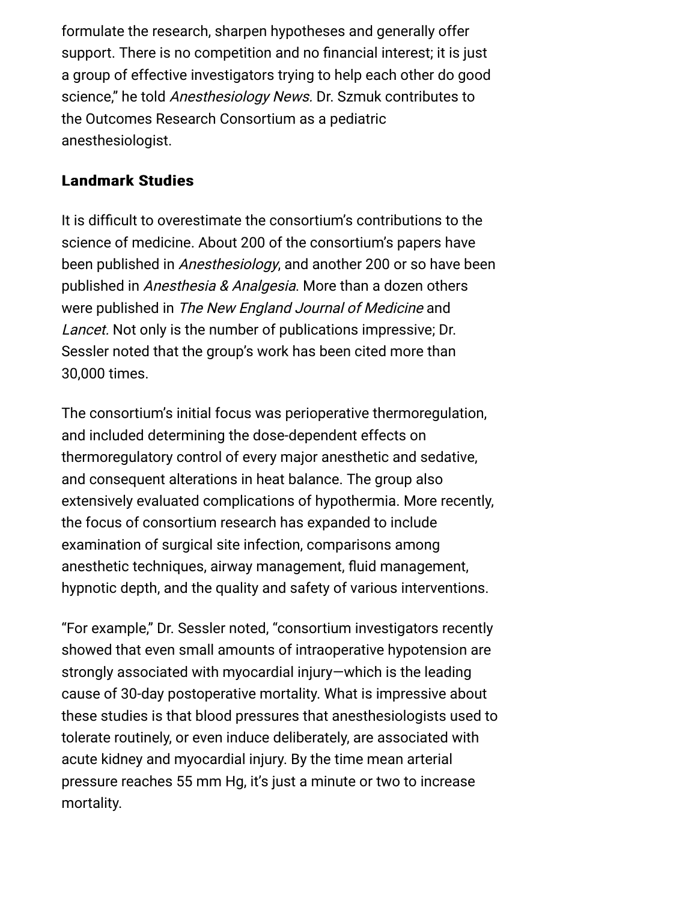formulate the research, sharpen hypotheses and generally offer support. There is no competition and no financial interest; it is just a group of effective investigators trying to help each other do good science," he told *Anesthesiology News.* Dr. Szmuk contributes to the Outcomes Research Consortium as a pediatric anesthesiologist.

## Landmark Studies

It is difficult to overestimate the consortium's contributions to the science of medicine. About 200 of the consortium's papers have been published in *Anesthesiology*, and another 200 or so have been published in *Anesthesia & Analgesia*. More than a dozen others were published in *The New England Journal of Medicine* and *Lancet.* Not only is the number of publications impressive; Dr. Sessler noted that the group's work has been cited more than 30,000 times.

The consortium's initial focus was perioperative thermoregulation, and included determining the dose-dependent effects on thermoregulatory control of every major anesthetic and sedative, and consequent alterations in heat balance. The group also extensively evaluated complications of hypothermia. More recently, the focus of consortium research has expanded to include examination of surgical site infection, comparisons among anesthetic techniques, airway management, fluid management, hypnotic depth, and the quality and safety of various interventions.

"For example," Dr. Sessler noted, "consortium investigators recently showed that even small amounts of intraoperative hypotension are strongly associated with myocardial injury—which is the leading cause of 30-day postoperative mortality. What is impressive about these studies is that blood pressures that anesthesiologists used to tolerate routinely, or even induce deliberately, are associated with acute kidney and myocardial injury. By the time mean arterial pressure reaches 55 mm Hg, it's just a minute or two to increase mortality.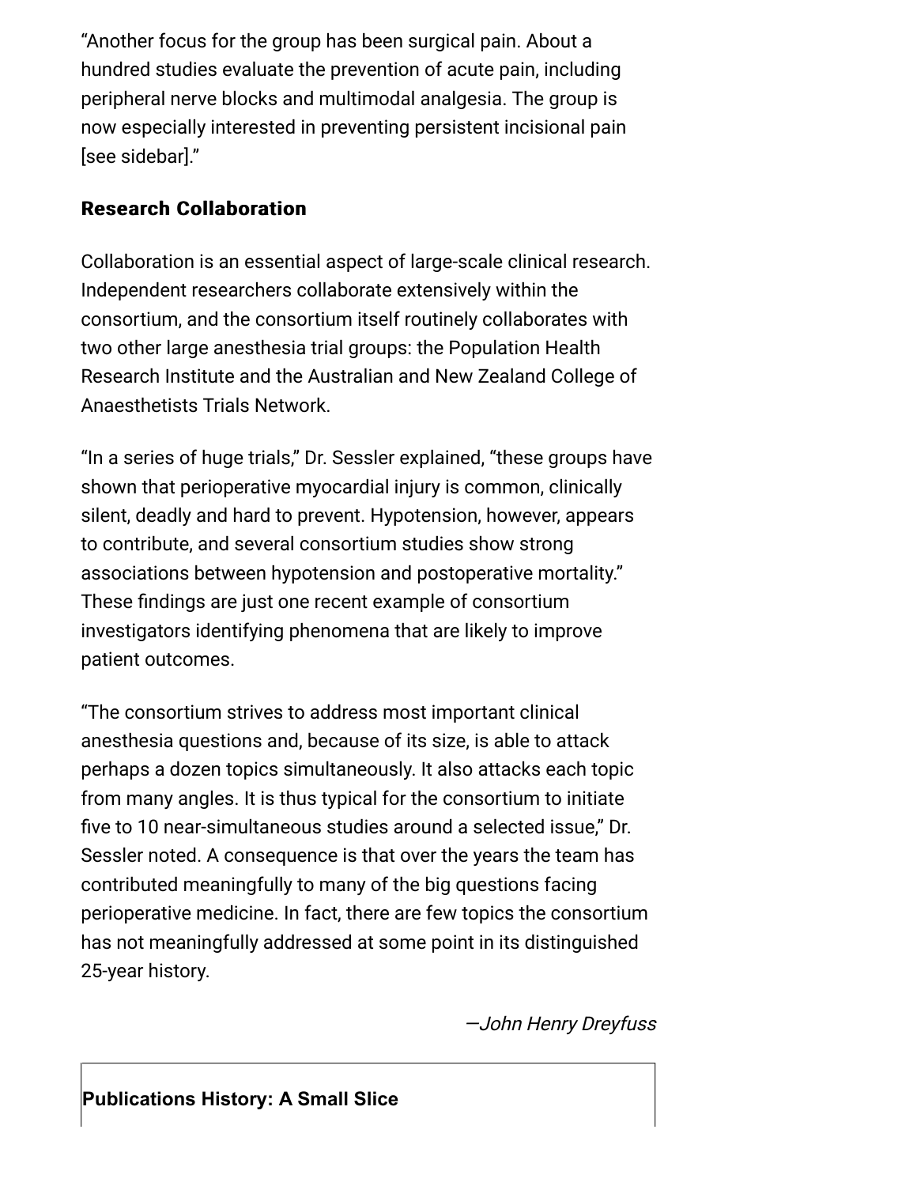"Another focus for the group has been surgical pain. About a hundred studies evaluate the prevention of acute pain, including peripheral nerve blocks and multimodal analgesia. The group is now especially interested in preventing persistent incisional pain [see sidebar]."

### Research Collaboration

Collaboration is an essential aspect of large-scale clinical research. Independent researchers collaborate extensively within the consortium, and the consortium itself routinely collaborates with two other large anesthesia trial groups: the Population Health Research Institute and the Australian and New Zealand College of Anaesthetists Trials Network.

"In a series of huge trials," Dr. Sessler explained, "these groups have shown that perioperative myocardial injury is common, clinically silent, deadly and hard to prevent. Hypotension, however, appears to contribute, and several consortium studies show strong associations between hypotension and postoperative mortality." These findings are just one recent example of consortium investigators identifying phenomena that are likely to improve patient outcomes.

"The consortium strives to address most important clinical anesthesia questions and, because of its size, is able to attack perhaps a dozen topics simultaneously. It also attacks each topic from many angles. It is thus typical for the consortium to initiate five to 10 near-simultaneous studies around a selected issue," Dr. Sessler noted. A consequence is that over the years the team has contributed meaningfully to many of the big questions facing perioperative medicine. In fact, there are few topics the consortium has not meaningfully addressed at some point in its distinguished 25-year history.

*—John Henry Dreyfuss*

**Publications History: A Small Slice**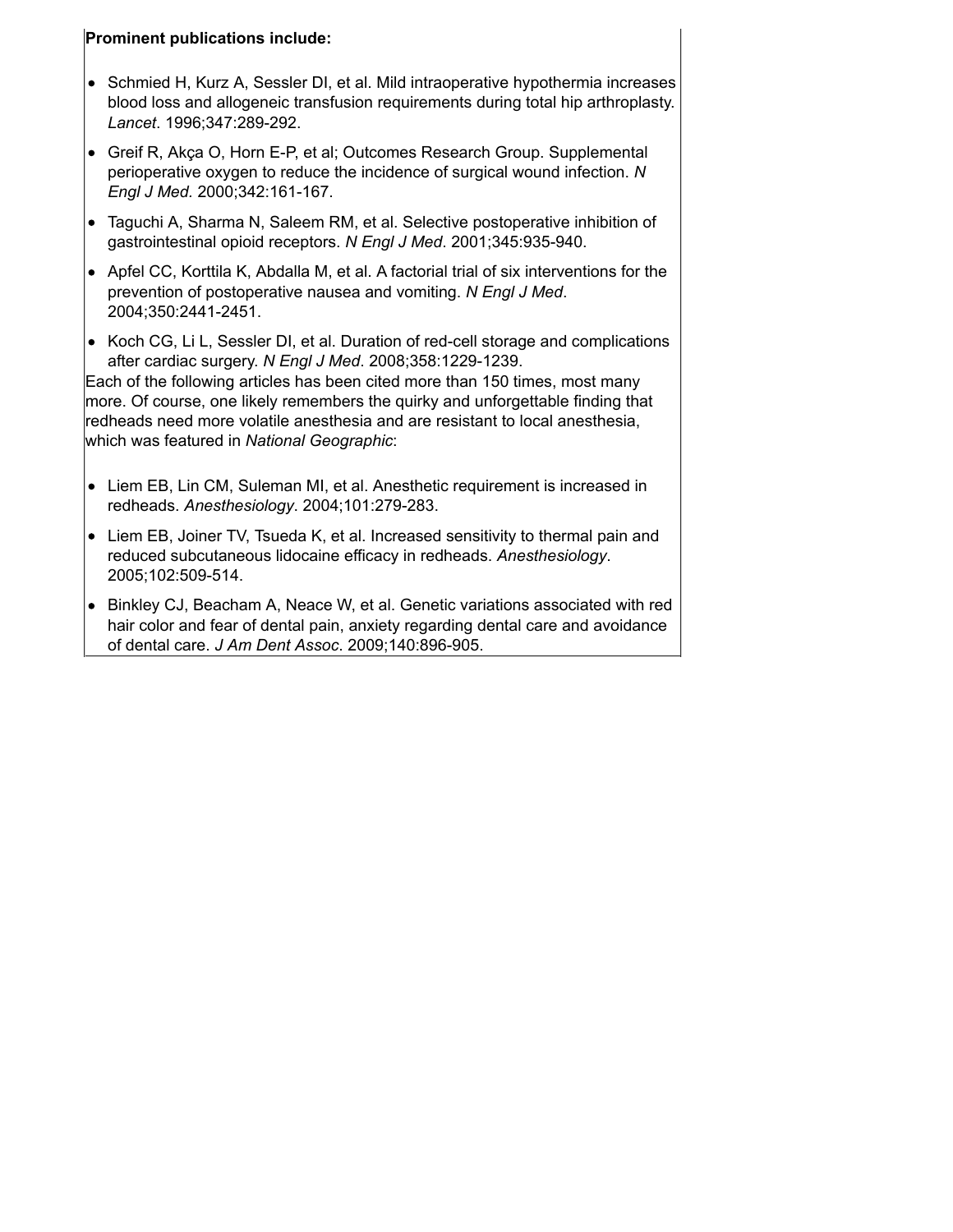**Prominent publications include:**

- Schmied H, Kurz A, Sessler DI, et al. Mild intraoperative hypothermia increases blood loss and allogeneic transfusion requirements during total hip arthroplasty. *Lancet*. 1996;347:289-292.
- Greif R, Akça O, Horn E-P, et al; Outcomes Research Group. Supplemental perioperative oxygen to reduce the incidence of surgical wound infection. *N Engl J Med.* 2000;342:161-167.
- Taguchi A, Sharma N, Saleem RM, et al. Selective postoperative inhibition of gastrointestinal opioid receptors. *N Engl J Med*. 2001;345:935-940.
- Apfel CC, Korttila K, Abdalla M, et al. A factorial trial of six interventions for the prevention of postoperative nausea and vomiting. *N Engl J Med*. 2004;350:2441-2451.
- Koch CG, Li L, Sessler DI, et al. Duration of red-cell storage and complications after cardiac surgery. *N Engl J Med*. 2008;358:1229-1239.

Each of the following articles has been cited more than 150 times, most many more. Of course, one likely remembers the quirky and unforgettable finding that redheads need more volatile anesthesia and are resistant to local anesthesia, which was featured in *National Geographic*:

- Liem EB, Lin CM, Suleman MI, et al. Anesthetic requirement is increased in redheads. *Anesthesiology*. 2004;101:279-283.
- Liem EB, Joiner TV, Tsueda K, et al. Increased sensitivity to thermal pain and reduced subcutaneous lidocaine efficacy in redheads. *Anesthesiology*. 2005;102:509-514.
- Binkley CJ, Beacham A, Neace W, et al. Genetic variations associated with red hair color and fear of dental pain, anxiety regarding dental care and avoidance of dental care. *J Am Dent Assoc*. 2009;140:896-905.